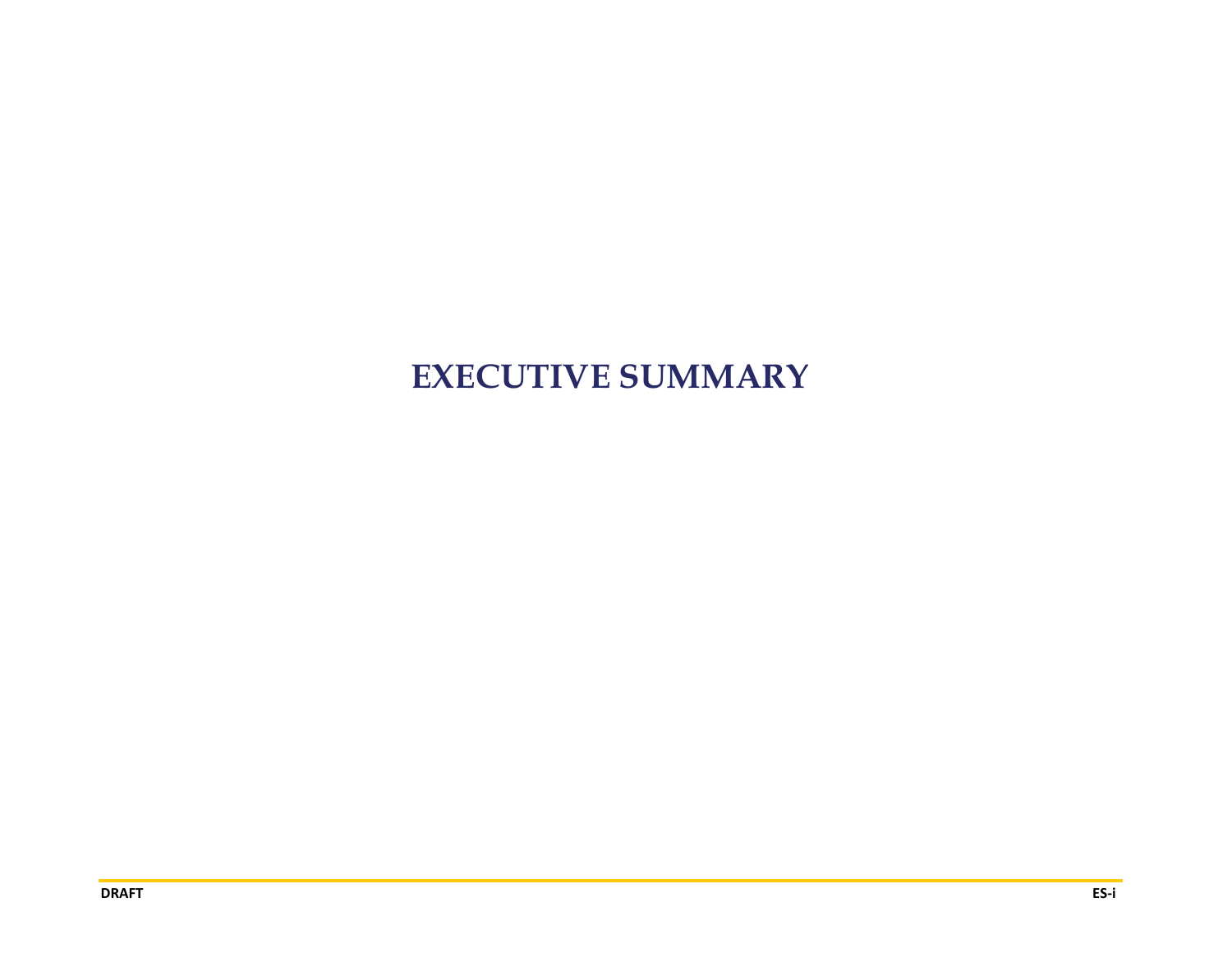# EXECUTIVE SUMMARY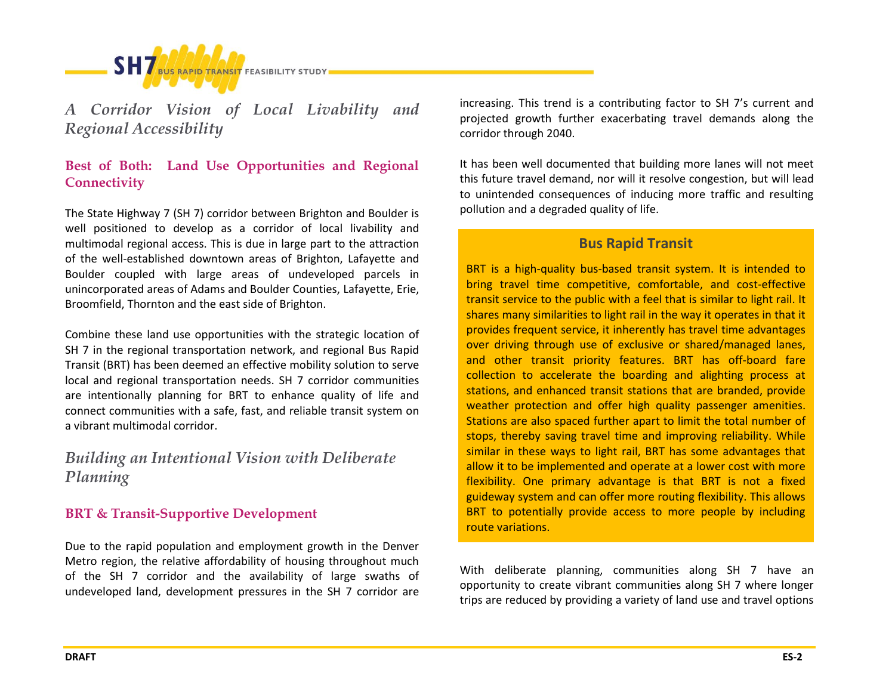## *A Corridor Vision of Local Livability and Regional Accessibility*

### Best of Both: Land Use Opportunities and Regional Connectivity

The State Highway 7 (SH 7) corridor between Brighton and Boulder is well positioned to develop as a corridor of local livability and multimodal regional access. This is due in large part to the attraction of the well-established downtown areas of Brighton, Lafayette and Boulder coupled with large areas of undeveloped parcels in unincorporated areas of Adams and Boulder Counties, Lafayette, Erie, Broomfield, Thornton and the east side of Brighton.

Combine these land use opportunities with the strategic location of SH 7 in the regional transportation network, and regional Bus Rapid Transit (BRT) has been deemed an effective mobility solution to serve local and regional transportation needs. SH 7 corridor communities are intentionally planning for BRT to enhance quality of life and connect communities with a safe, fast, and reliable transit system on a vibrant multimodal corridor.

## *Building an Intentional Vision with Deliberate Planning*

### BRT & Transit-Supportive Development

Due to the rapid population and employment growth in the Denver Metro region, the relative affordability of housing throughout much of the SH 7 corridor and the availability of large swaths of undeveloped land, development pressures in the SH 7 corridor are increasing. This trend is a contributing factor to SH 7's current and projected growth further exacerbating travel demands along the corridor through 2040.

It has been well documented that building more lanes will not meet this future travel demand, nor will it resolve congestion, but will lead to unintended consequences of inducing more traffic and resulting pollution and a degraded quality of life.

> **Bus Rapid Transit**
>
> BRT is a high-quality bus-based transit system. It is intended to bring travel time competitive, comfortable, and cost-effective transit service to the public with a feel that is similar to light rail. It shares many similarities to light rail in the way it operates in that it provides frequent service, it inherently has travel time advantages over driving through use of exclusive or shared/managed lanes, and other transit priority features. BRT has off-board fare collection to accelerate the boarding and alighting process at stations, and enhanced transit stations that are branded, provide weather protection and offer high quality passenger amenities. Stations are also spaced further apart to limit the total number of stops, thereby saving travel time and improving reliability. While similar in these ways to light rail, BRT has some advantages that allow it to be implemented and operate at a lower cost with more flexibility. One primary advantage is that BRT is not a fixed guideway system and can offer more routing flexibility. This allows BRT to potentially provide access to more people by including route variations.

With deliberate planning, communities along SH 7 have an opportunity to create vibrant communities along SH 7 where longer trips are reduced by providing a variety of land use and travel options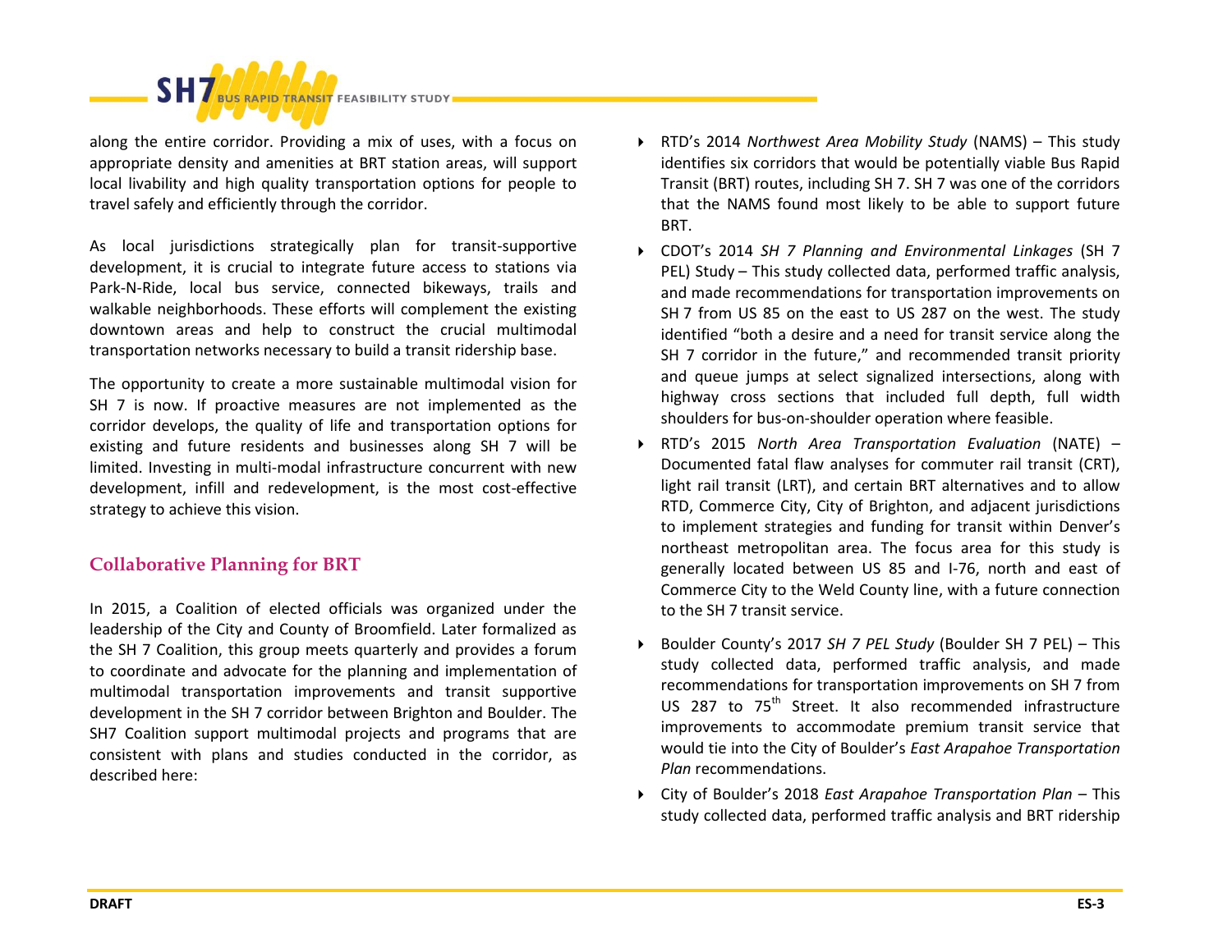along the entire corridor. Providing a mix of uses, with a focus on appropriate density and amenities at BRT station areas, will support local livability and high quality transportation options for people to travel safely and efficiently through the corridor.

As local jurisdictions strategically plan for transit-supportive development, it is crucial to integrate future access to stations via Park-N-Ride, local bus service, connected bikeways, trails and walkable neighborhoods. These efforts will complement the existing downtown areas and help to construct the crucial multimodal transportation networks necessary to build a transit ridership base.

The opportunity to create a more sustainable multimodal vision for SH 7 is now. If proactive measures are not implemented as the corridor develops, the quality of life and transportation options for existing and future residents and businesses along SH 7 will be limited. Investing in multi-modal infrastructure concurrent with new development, infill and redevelopment, is the most cost-effective strategy to achieve this vision.

## Collaborative Planning for BRT

In 2015, a Coalition of elected officials was organized under the leadership of the City and County of Broomfield. Later formalized as the SH 7 Coalition, this group meets quarterly and provides a forum to coordinate and advocate for the planning and implementation of multimodal transportation improvements and transit supportive development in the SH 7 corridor between Brighton and Boulder. The SH7 Coalition support multimodal projects and programs that are consistent with plans and studies conducted in the corridor, as described here:

- RTD's 2014 *Northwest Area Mobility Study* (NAMS) – This study identifies six corridors that would be potentially viable Bus Rapid Transit (BRT) routes, including SH 7. SH 7 was one of the corridors that the NAMS found most likely to be able to support future BRT.
- CDOT's 2014 *SH 7 Planning and Environmental Linkages* (SH 7 PEL) Study – This study collected data, performed traffic analysis, and made recommendations for transportation improvements on SH 7 from US 85 on the east to US 287 on the west. The study identified "both a desire and a need for transit service along the SH 7 corridor in the future," and recommended transit priority and queue jumps at select signalized intersections, along with highway cross sections that included full depth, full width shoulders for bus-on-shoulder operation where feasible.
- RTD's 2015 *North Area Transportation Evaluation* (NATE) – Documented fatal flaw analyses for commuter rail transit (CRT), light rail transit (LRT), and certain BRT alternatives and to allow RTD, Commerce City, City of Brighton, and adjacent jurisdictions to implement strategies and funding for transit within Denver's northeast metropolitan area. The focus area for this study is generally located between US 85 and I-76, north and east of Commerce City to the Weld County line, with a future connection to the SH 7 transit service.
- Boulder County's 2017 *SH 7 PEL Study* (Boulder SH 7 PEL) – This study collected data, performed traffic analysis, and made recommendations for transportation improvements on SH 7 from US 287 to 75th Street. It also recommended infrastructure improvements to accommodate premium transit service that would tie into the City of Boulder's *East Arapahoe Transportation Plan* recommendations.
- City of Boulder's 2018 *East Arapahoe Transportation Plan* – This study collected data, performed traffic analysis and BRT ridership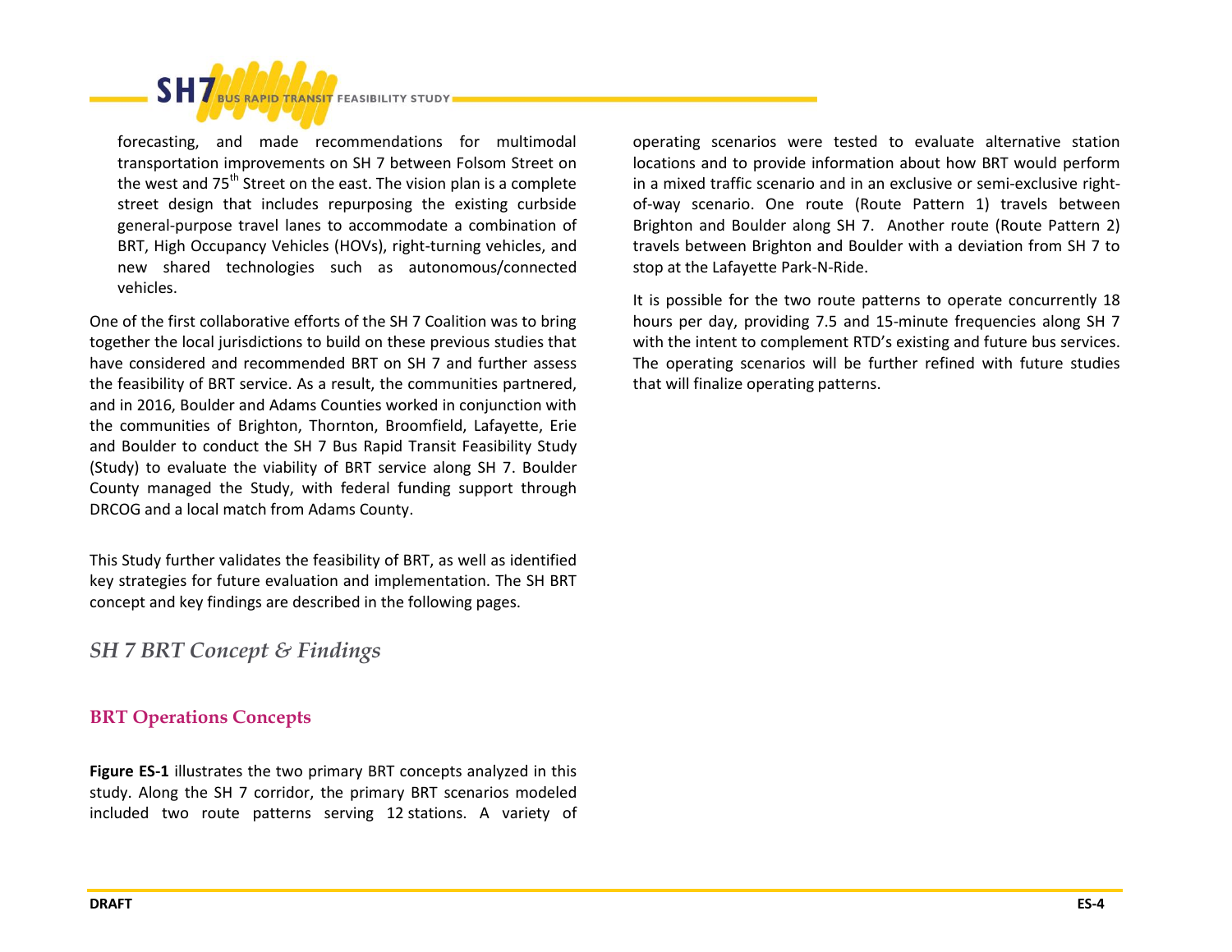forecasting, and made recommendations for multimodal transportation improvements on SH 7 between Folsom Street on the west and 75th Street on the east. The vision plan is a complete street design that includes repurposing the existing curbside general-purpose travel lanes to accommodate a combination of BRT, High Occupancy Vehicles (HOVs), right-turning vehicles, and new shared technologies such as autonomous/connected vehicles.

One of the first collaborative efforts of the SH 7 Coalition was to bring together the local jurisdictions to build on these previous studies that have considered and recommended BRT on SH 7 and further assess the feasibility of BRT service. As a result, the communities partnered, and in 2016, Boulder and Adams Counties worked in conjunction with the communities of Brighton, Thornton, Broomfield, Lafayette, Erie and Boulder to conduct the SH 7 Bus Rapid Transit Feasibility Study (Study) to evaluate the viability of BRT service along SH 7. Boulder County managed the Study, with federal funding support through DRCOG and a local match from Adams County.

This Study further validates the feasibility of BRT, as well as identified key strategies for future evaluation and implementation. The SH BRT concept and key findings are described in the following pages.

## *SH 7 BRT Concept & Findings*

### BRT Operations Concepts

**Figure ES-1** illustrates the two primary BRT concepts analyzed in this study. Along the SH 7 corridor, the primary BRT scenarios modeled included two route patterns serving 12 stations. A variety of operating scenarios were tested to evaluate alternative station locations and to provide information about how BRT would perform in a mixed traffic scenario and in an exclusive or semi-exclusive right-of-way scenario. One route (Route Pattern 1) travels between Brighton and Boulder along SH 7. Another route (Route Pattern 2) travels between Brighton and Boulder with a deviation from SH 7 to stop at the Lafayette Park-N-Ride.

It is possible for the two route patterns to operate concurrently 18 hours per day, providing 7.5 and 15-minute frequencies along SH 7 with the intent to complement RTD's existing and future bus services. The operating scenarios will be further refined with future studies that will finalize operating patterns.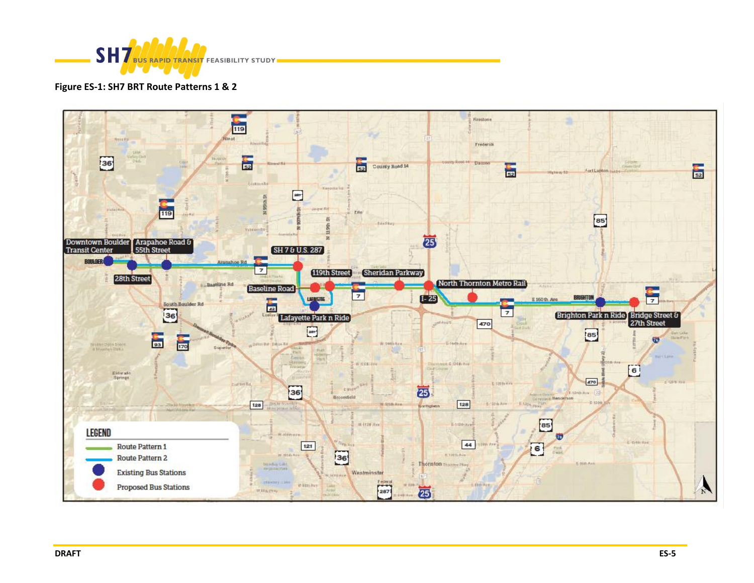**Figure ES-1: SH7 BRT Route Patterns 1 & 2**

LEGEND

- Route Pattern 1
- Route Pattern 2
- Existing Bus Stations
- Proposed Bus Stations

Downtown Boulder Transit Center · 28th Street · Arapahoe Road & 55th Street · SH 7 & U.S. 287 · Baseline Road · Lafayette Park n Ride · 119th Street · Sheridan Parkway · North Thornton Metro Rail · I-25 · Brighton Park n Ride · Bridge Street & 27th Street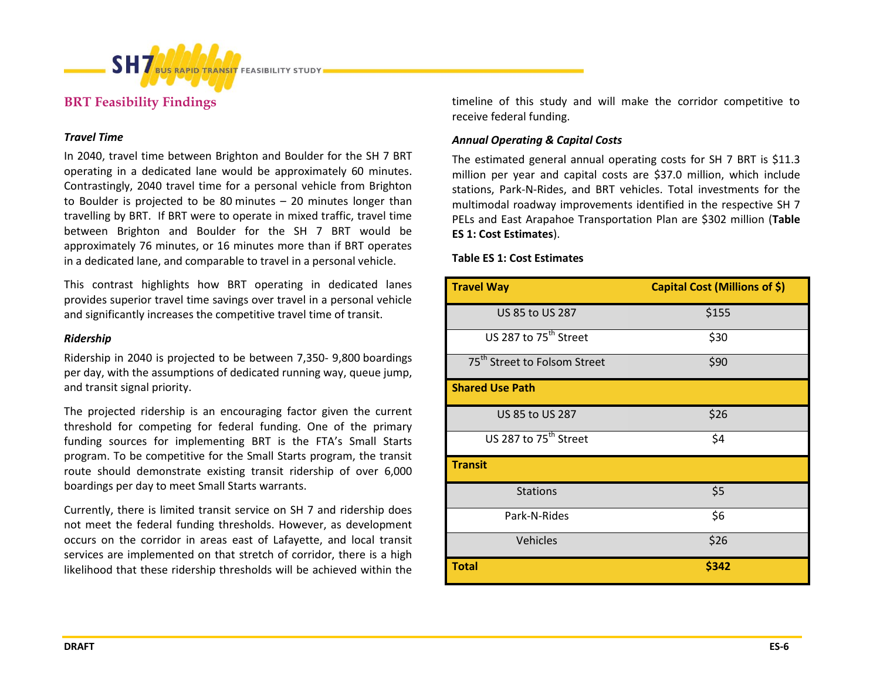## BRT Feasibility Findings

### *Travel Time*

In 2040, travel time between Brighton and Boulder for the SH 7 BRT operating in a dedicated lane would be approximately 60 minutes. Contrastingly, 2040 travel time for a personal vehicle from Brighton to Boulder is projected to be 80 minutes – 20 minutes longer than travelling by BRT. If BRT were to operate in mixed traffic, travel time between Brighton and Boulder for the SH 7 BRT would be approximately 76 minutes, or 16 minutes more than if BRT operates in a dedicated lane, and comparable to travel in a personal vehicle.

This contrast highlights how BRT operating in dedicated lanes provides superior travel time savings over travel in a personal vehicle and significantly increases the competitive travel time of transit.

### *Ridership*

Ridership in 2040 is projected to be between 7,350- 9,800 boardings per day, with the assumptions of dedicated running way, queue jump, and transit signal priority.

The projected ridership is an encouraging factor given the current threshold for competing for federal funding. One of the primary funding sources for implementing BRT is the FTA's Small Starts program. To be competitive for the Small Starts program, the transit route should demonstrate existing transit ridership of over 6,000 boardings per day to meet Small Starts warrants.

Currently, there is limited transit service on SH 7 and ridership does not meet the federal funding thresholds. However, as development occurs on the corridor in areas east of Lafayette, and local transit services are implemented on that stretch of corridor, there is a high likelihood that these ridership thresholds will be achieved within the timeline of this study and will make the corridor competitive to receive federal funding.

### *Annual Operating & Capital Costs*

The estimated general annual operating costs for SH 7 BRT is $11.3 million per year and capital costs are $37.0 million, which include stations, Park-N-Rides, and BRT vehicles. Total investments for the multimodal roadway improvements identified in the respective SH 7 PELs and East Arapahoe Transportation Plan are $302 million (**Table ES 1: Cost Estimates**).

**Table ES 1: Cost Estimates**

| Travel Way | Capital Cost (Millions of $) |
|---|---|
| US 85 to US 287 | $155 |
| US 287 to 75th Street | $30 |
| 75th Street to Folsom Street | $90 |
| **Shared Use Path** | |
| US 85 to US 287 | $26 |
| US 287 to 75th Street | $4 |
| **Transit** | |
| Stations | $5 |
| Park-N-Rides | $6 |
| Vehicles | $26 |
| **Total** | **$342** |

DRAFT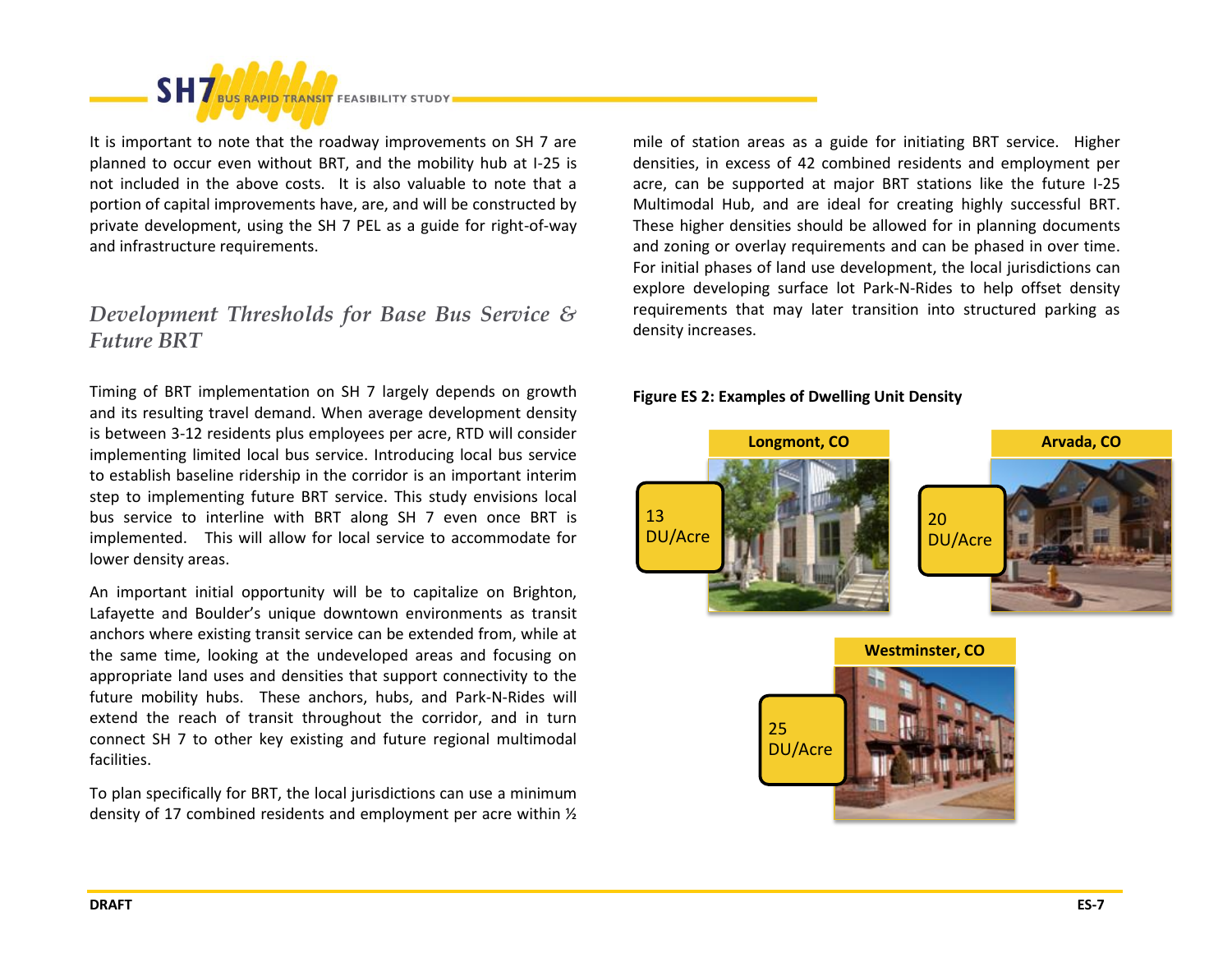It is important to note that the roadway improvements on SH 7 are planned to occur even without BRT, and the mobility hub at I-25 is not included in the above costs. It is also valuable to note that a portion of capital improvements have, are, and will be constructed by private development, using the SH 7 PEL as a guide for right-of-way and infrastructure requirements.

## *Development Thresholds for Base Bus Service & Future BRT*

Timing of BRT implementation on SH 7 largely depends on growth and its resulting travel demand. When average development density is between 3-12 residents plus employees per acre, RTD will consider implementing limited local bus service. Introducing local bus service to establish baseline ridership in the corridor is an important interim step to implementing future BRT service. This study envisions local bus service to interline with BRT along SH 7 even once BRT is implemented. This will allow for local service to accommodate for lower density areas.

An important initial opportunity will be to capitalize on Brighton, Lafayette and Boulder's unique downtown environments as transit anchors where existing transit service can be extended from, while at the same time, looking at the undeveloped areas and focusing on appropriate land uses and densities that support connectivity to the future mobility hubs. These anchors, hubs, and Park-N-Rides will extend the reach of transit throughout the corridor, and in turn connect SH 7 to other key existing and future regional multimodal facilities.

To plan specifically for BRT, the local jurisdictions can use a minimum density of 17 combined residents and employment per acre within ½ mile of station areas as a guide for initiating BRT service. Higher densities, in excess of 42 combined residents and employment per acre, can be supported at major BRT stations like the future I-25 Multimodal Hub, and are ideal for creating highly successful BRT. These higher densities should be allowed for in planning documents and zoning or overlay requirements and can be phased in over time. For initial phases of land use development, the local jurisdictions can explore developing surface lot Park-N-Rides to help offset density requirements that may later transition into structured parking as density increases.

**Figure ES 2: Examples of Dwelling Unit Density**

Longmont, CO — 13 DU/Acre

Arvada, CO — 20 DU/Acre

Westminster, CO — 25 DU/Acre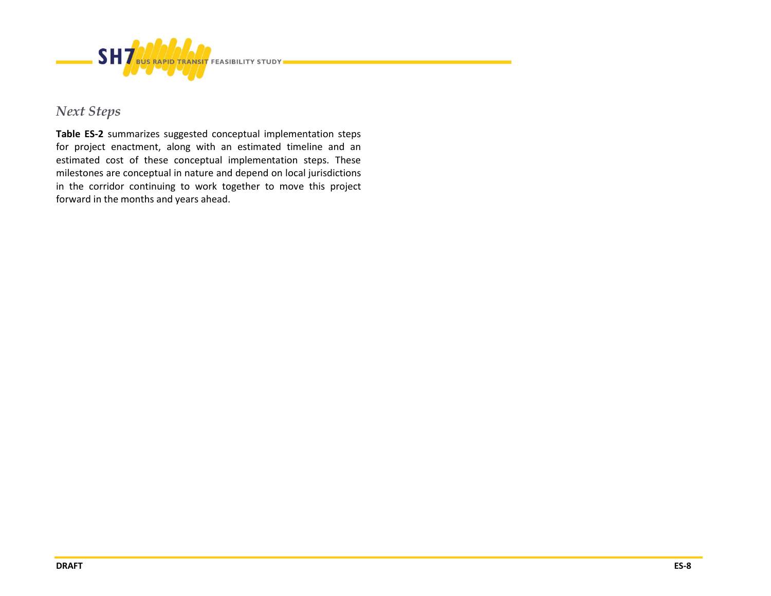## *Next Steps*

**Table ES-2** summarizes suggested conceptual implementation steps for project enactment, along with an estimated timeline and an estimated cost of these conceptual implementation steps. These milestones are conceptual in nature and depend on local jurisdictions in the corridor continuing to work together to move this project forward in the months and years ahead.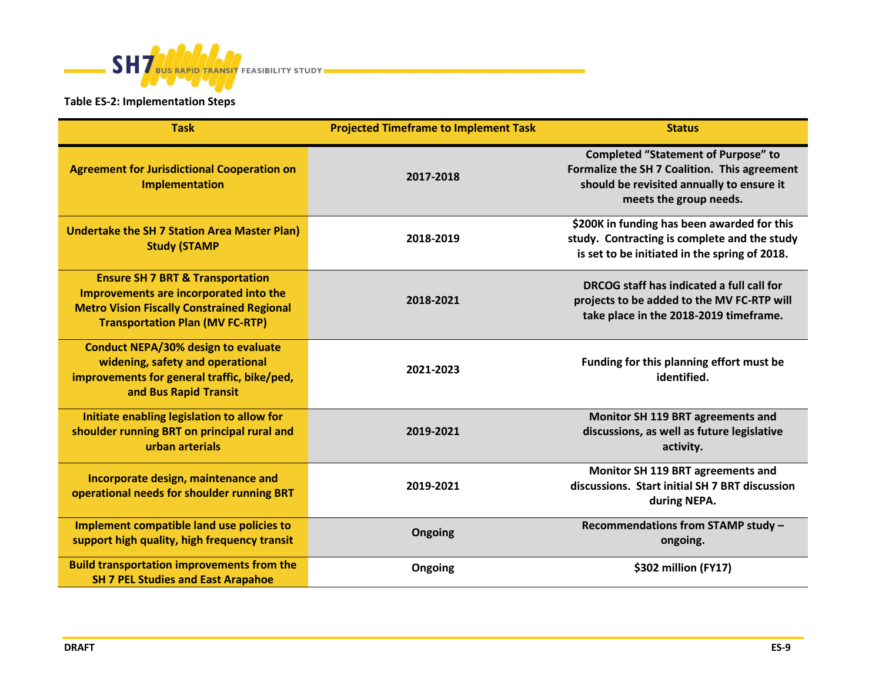**Table ES-2: Implementation Steps**

| Task | Projected Timeframe to Implement Task | Status |
|---|---|---|
| Agreement for Jurisdictional Cooperation on Implementation | 2017-2018 | Completed "Statement of Purpose" to Formalize the SH 7 Coalition. This agreement should be revisited annually to ensure it meets the group needs. |
| Undertake the SH 7 Station Area Master Plan) Study (STAMP | 2018-2019 | $200K in funding has been awarded for this study. Contracting is complete and the study is set to be initiated in the spring of 2018. |
| Ensure SH 7 BRT & Transportation Improvements are incorporated into the Metro Vision Fiscally Constrained Regional Transportation Plan (MV FC-RTP) | 2018-2021 | DRCOG staff has indicated a full call for projects to be added to the MV FC-RTP will take place in the 2018-2019 timeframe. |
| Conduct NEPA/30% design to evaluate widening, safety and operational improvements for general traffic, bike/ped, and Bus Rapid Transit | 2021-2023 | Funding for this planning effort must be identified. |
| Initiate enabling legislation to allow for shoulder running BRT on principal rural and urban arterials | 2019-2021 | Monitor SH 119 BRT agreements and discussions, as well as future legislative activity. |
| Incorporate design, maintenance and operational needs for shoulder running BRT | 2019-2021 | Monitor SH 119 BRT agreements and discussions. Start initial SH 7 BRT discussion during NEPA. |
| Implement compatible land use policies to support high quality, high frequency transit | Ongoing | Recommendations from STAMP study – ongoing. |
| Build transportation improvements from the SH 7 PEL Studies and East Arapahoe | Ongoing | $302 million (FY17) |

DRAFT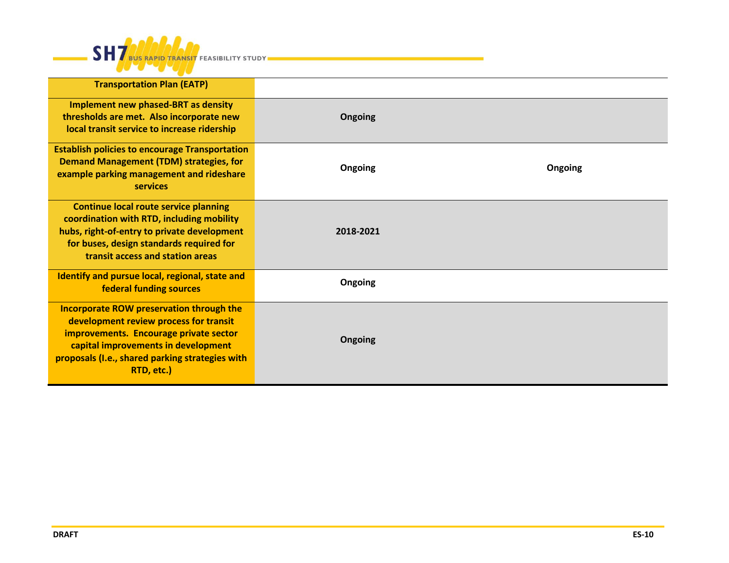| | | |
|---|---|---|
| **Transportation Plan (EATP)** | | |
| **Implement new phased-BRT as density thresholds are met. Also incorporate new local transit service to increase ridership** | **Ongoing** | |
| **Establish policies to encourage Transportation Demand Management (TDM) strategies, for example parking management and rideshare services** | **Ongoing** | **Ongoing** |
| **Continue local route service planning coordination with RTD, including mobility hubs, right-of-entry to private development for buses, design standards required for transit access and station areas** | **2018-2021** | |
| **Identify and pursue local, regional, state and federal funding sources** | **Ongoing** | |
| **Incorporate ROW preservation through the development review process for transit improvements. Encourage private sector capital improvements in development proposals (I.e., shared parking strategies with RTD, etc.)** | **Ongoing** | |